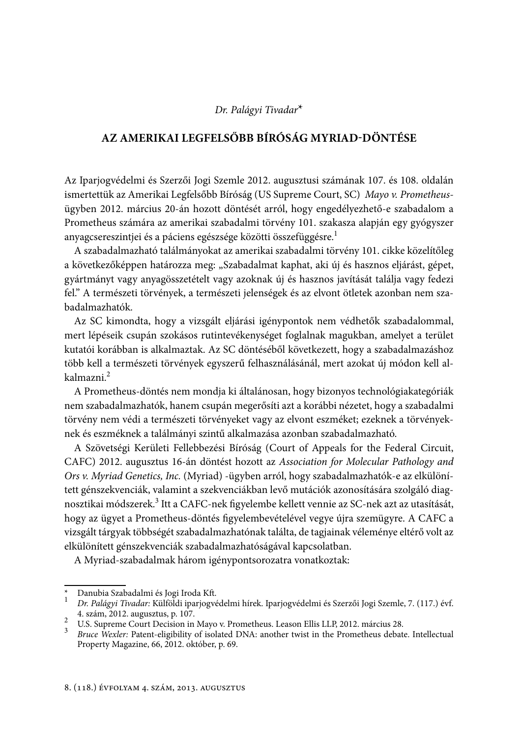*Dr. Palágyi Tivadar*[*]

# AZ AMERIKAI LEGFELSŐBB BÍRÓSÁG MYRIAD-DÖNTÉSE

Az Iparjogvédelmi és Szerzői Jogi Szemle 2012. augusztusi számának 107. és 108. oldalán ismertettük az Amerikai Legfelsőbb Bíróság (US Supreme Court, SC) *Mayo v. Prometheus*-ügyben 2012. március 20-án hozott döntését arról, hogy engedélyezhető-e szabadalom a Prometheus számára az amerikai szabadalmi törvény 101. szakasza alapján egy gyógyszer anyagcsereszintjei és a páciens egészsége közötti összefüggésre.[1]

A szabadalmazható találmányokat az amerikai szabadalmi törvény 101. cikke közelítőleg a következőképpen határozza meg: „Szabadalmat kaphat, aki új és hasznos eljárást, gépet, gyártmányt vagy anyagösszetételt vagy azoknak új és hasznos javítását találja vagy fedezi fel." A természeti törvények, a természeti jelenségek és az elvont ötletek azonban nem szabadalmazhatók.

Az SC kimondta, hogy a vizsgált eljárási igénypontok nem védhetők szabadalommal, mert lépéseik csupán szokásos rutintevékenységet foglalnak magukban, amelyet a terület kutatói korábban is alkalmaztak. Az SC döntéséből következett, hogy a szabadalmazáshoz több kell a természeti törvények egyszerű felhasználásánál, mert azokat új módon kell alkalmazni.[2]

A Prometheus-döntés nem mondja ki általánosan, hogy bizonyos technológiakategóriák nem szabadalmazhatók, hanem csupán megerősíti azt a korábbi nézetet, hogy a szabadalmi törvény nem védi a természeti törvényeket vagy az elvont eszméket; ezeknek a törvényeknek és eszméknek a találmányi szintű alkalmazása azonban szabadalmazható.

A Szövetségi Kerületi Fellebbezési Bíróság (Court of Appeals for the Federal Circuit, CAFC) 2012. augusztus 16-án döntést hozott az *Association for Molecular Pathology and Ors v. Myriad Genetics, Inc.* (Myriad) -ügyben arról, hogy szabadalmazhatók-e az elkülönített génszekvenciák, valamint a szekvenciákban levő mutációk azonosítására szolgáló diagnosztikai módszerek.[3] Itt a CAFC-nek figyelembe kellett vennie az SC-nek azt az utasítását, hogy az ügyet a Prometheus-döntés figyelembevételével vegye újra szemügyre. A CAFC a vizsgált tárgyak többségét szabadalmazhatónak találta, de tagjainak véleménye eltérő volt az elkülönített génszekvenciák szabadalmazhatóságával kapcsolatban.

A Myriad-szabadalmak három igénypontsorozatra vonatkoztak:

---

[*] Danubia Szabadalmi és Jogi Iroda Kft.

[1] *Dr. Palágyi Tivadar:* Külföldi iparjogvédelmi hírek. Iparjogvédelmi és Szerzői Jogi Szemle, 7. (117.) évf. 4. szám, 2012. augusztus, p. 107.

[2] U.S. Supreme Court Decision in Mayo v. Prometheus. Leason Ellis LLP, 2012. március 28.

[3] *Bruce Wexler:* Patent-eligibility of isolated DNA: another twist in the Prometheus debate. Intellectual Property Magazine, 66, 2012. október, p. 69.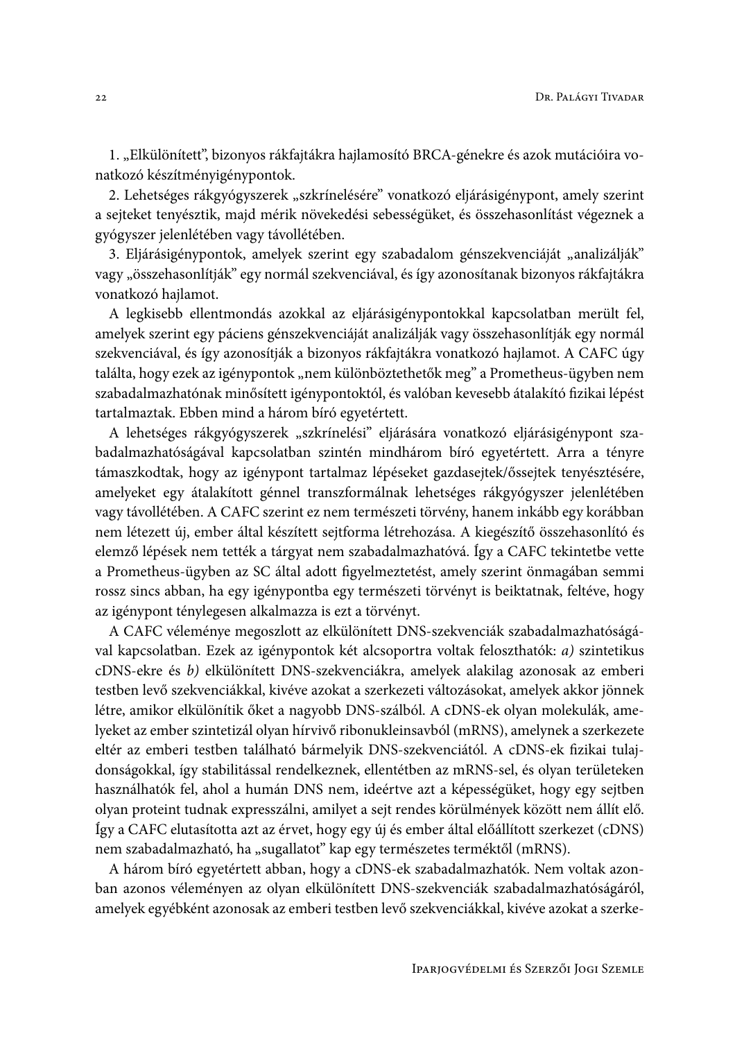1. „Elkülönített", bizonyos rákfajtákra hajlamosító BRCA-génekre és azok mutációira vonatkozó készítményigénypontok.

2. Lehetséges rákgyógyszerek „szkrínelésére" vonatkozó eljárásigénypont, amely szerint a sejteket tenyésztik, majd mérik növekedési sebességüket, és összehasonlítást végeznek a gyógyszer jelenlétében vagy távollétében.

3. Eljárásigénypontok, amelyek szerint egy szabadalom génszekvenciáját „analizálják" vagy „összehasonlítják" egy normál szekvenciával, és így azonosítanak bizonyos rákfajtákra vonatkozó hajlamot.

A legkisebb ellentmondás azokkal az eljárásigénypontokkal kapcsolatban merült fel, amelyek szerint egy páciens génszekvenciáját analizálják vagy összehasonlítják egy normál szekvenciával, és így azonosítják a bizonyos rákfajtákra vonatkozó hajlamot. A CAFC úgy találta, hogy ezek az igénypontok „nem különböztethetők meg" a Prometheus-ügyben nem szabadalmazhatónak minősített igénypontoktól, és valóban kevesebb átalakító fizikai lépést tartalmaztak. Ebben mind a három bíró egyetértett.

A lehetséges rákgyógyszerek „szkrínelési" eljárására vonatkozó eljárásigénypont szabadalmazhatóságával kapcsolatban szintén mindhárom bíró egyetértett. Arra a tényre támaszkodtak, hogy az igénypont tartalmaz lépéseket gazdasejtek/őssejtek tenyésztésére, amelyeket egy átalakított génnel transzformálnak lehetséges rákgyógyszer jelenlétében vagy távollétében. A CAFC szerint ez nem természeti törvény, hanem inkább egy korábban nem létezett új, ember által készített sejtforma létrehozása. A kiegészítő összehasonlító és elemző lépések nem tették a tárgyat nem szabadalmazhatóvá. Így a CAFC tekintetbe vette a Prometheus-ügyben az SC által adott figyelmeztetést, amely szerint önmagában semmi rossz sincs abban, ha egy igénypontba egy természeti törvényt is beiktatnak, feltéve, hogy az igénypont ténylegesen alkalmazza is ezt a törvényt.

A CAFC véleménye megoszlott az elkülönített DNS-szekvenciák szabadalmazhatóságával kapcsolatban. Ezek az igénypontok két alcsoportra voltak feloszthatók: *a)* szintetikus cDNS-ekre és *b)* elkülönített DNS-szekvenciákra, amelyek alakilag azonosak az emberi testben levő szekvenciákkal, kivéve azokat a szerkezeti változásokat, amelyek akkor jönnek létre, amikor elkülönítik őket a nagyobb DNS-szálból. A cDNS-ek olyan molekulák, amelyeket az ember szintetizál olyan hírvivő ribonukleinsavból (mRNS), amelynek a szerkezete eltér az emberi testben található bármelyik DNS-szekvenciától. A cDNS-ek fizikai tulajdonságokkal, így stabilitással rendelkeznek, ellentétben az mRNS-sel, és olyan területeken használhatók fel, ahol a humán DNS nem, ideértve azt a képességüket, hogy egy sejtben olyan proteint tudnak expresszálni, amilyet a sejt rendes körülmények között nem állít elő. Így a CAFC elutasította azt az érvet, hogy egy új és ember által előállított szerkezet (cDNS) nem szabadalmazható, ha „sugallatot" kap egy természetes terméktől (mRNS).

A három bíró egyetértett abban, hogy a cDNS-ek szabadalmazhatók. Nem voltak azonban azonos véleményen az olyan elkülönített DNS-szekvenciák szabadalmazhatóságáról, amelyek egyébként azonosak az emberi testben levő szekvenciákkal, kivéve azokat a szerke-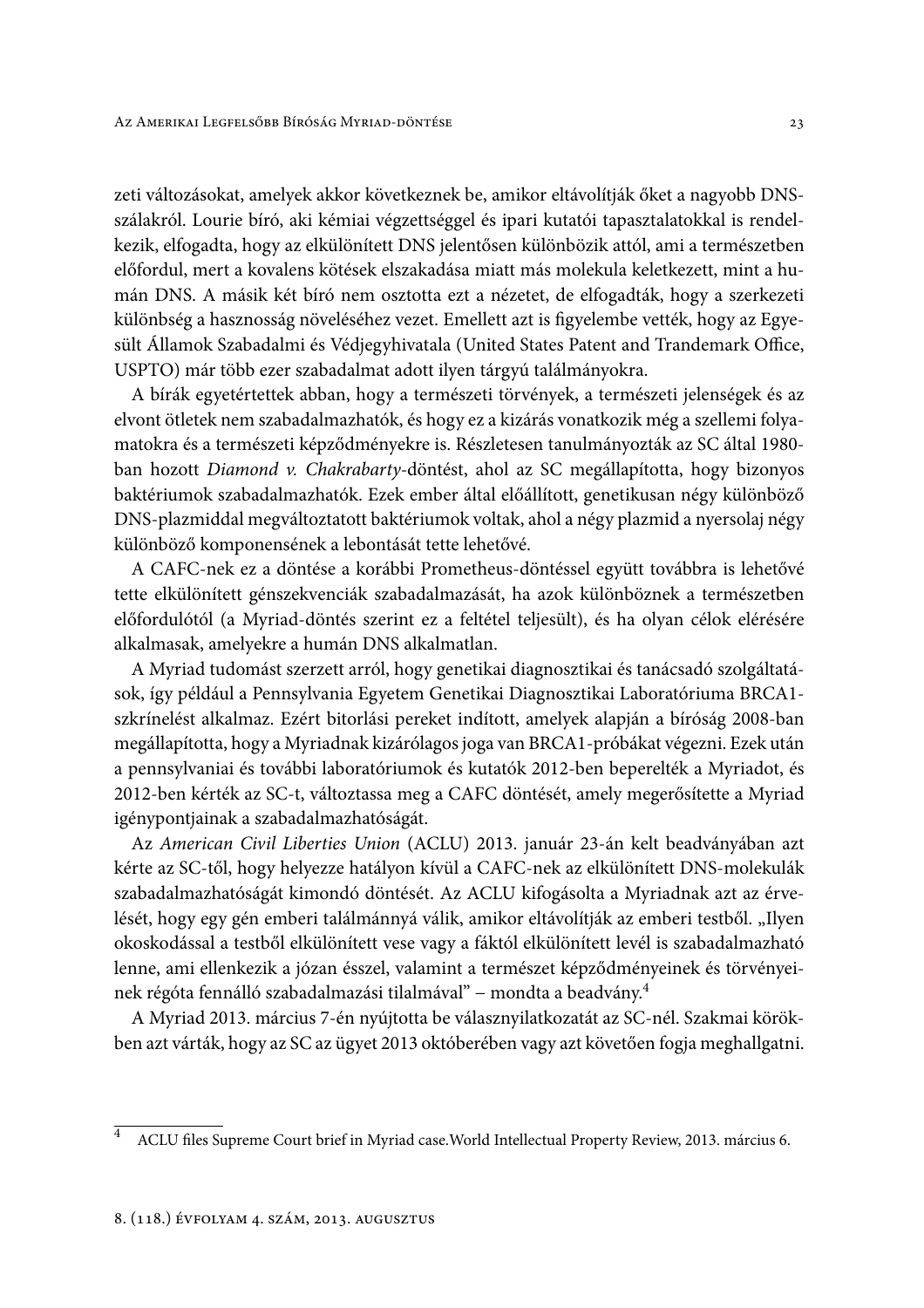zeti változásokat, amelyek akkor következnek be, amikor eltávolítják őket a nagyobb DNS-szálakról. Lourie bíró, aki kémiai végzettséggel és ipari kutatói tapasztalatokkal is rendelkezik, elfogadta, hogy az elkülönített DNS jelentősen különbözik attól, ami a természetben előfordul, mert a kovalens kötések elszakadása miatt más molekula keletkezett, mint a humán DNS. A másik két bíró nem osztotta ezt a nézetet, de elfogadták, hogy a szerkezeti különbség a hasznosság növeléséhez vezet. Emellett azt is figyelembe vették, hogy az Egyesült Államok Szabadalmi és Védjegyhivatala (United States Patent and Trandemark Office, USPTO) már több ezer szabadalmat adott ilyen tárgyú találmányokra.

A bírák egyetértettek abban, hogy a természeti törvények, a természeti jelenségek és az elvont ötletek nem szabadalmazhatók, és hogy ez a kizárás vonatkozik még a szellemi folyamatokra és a természeti képződményekre is. Részletesen tanulmányozták az SC által 1980-ban hozott *Diamond v. Chakrabarty*-döntést, ahol az SC megállapította, hogy bizonyos baktériumok szabadalmazhatók. Ezek ember által előállított, genetikusan négy különböző DNS-plazmiddal megváltoztatott baktériumok voltak, ahol a négy plazmid a nyersolaj négy különböző komponensének a lebontását tette lehetővé.

A CAFC-nek ez a döntése a korábbi Prometheus-döntéssel együtt továbbra is lehetővé tette elkülönített génszekvenciák szabadalmazását, ha azok különböznek a természetben előfordulótól (a Myriad-döntés szerint ez a feltétel teljesült), és ha olyan célok elérésére alkalmasak, amelyekre a humán DNS alkalmatlan.

A Myriad tudomást szerzett arról, hogy genetikai diagnosztikai és tanácsadó szolgáltatások, így például a Pennsylvania Egyetem Genetikai Diagnosztikai Laboratóriuma BRCA1-szkrínelést alkalmaz. Ezért bitorlási pereket indított, amelyek alapján a bíróság 2008-ban megállapította, hogy a Myriadnak kizárólagos joga van BRCA1-próbákat végezni. Ezek után a pennsylvaniai és további laboratóriumok és kutatók 2012-ben beperelték a Myriadot, és 2012-ben kérték az SC-t, változtassa meg a CAFC döntését, amely megerősítette a Myriad igénypontjainak a szabadalmazhatóságát.

Az *American Civil Liberties Union* (ACLU) 2013. január 23-án kelt beadványában azt kérte az SC-től, hogy helyezze hatályon kívül a CAFC-nek az elkülönített DNS-molekulák szabadalmazhatóságát kimondó döntését. Az ACLU kifogásolta a Myriadnak azt az érvelését, hogy egy gén emberi találmánnyá válik, amikor eltávolítják az emberi testből. „Ilyen okoskodással a testből elkülönített vese vagy a fáktól elkülönített levél is szabadalmazható lenne, ami ellenkezik a józan ésszel, valamint a természet képződményeinek és törvényeinek régóta fennálló szabadalmazási tilalmával" – mondta a beadvány.[4]

A Myriad 2013. március 7-én nyújtotta be válasznyilatkozatát az SC-nél. Szakmai körökben azt várták, hogy az SC az ügyet 2013 októberében vagy azt követően fogja meghallgatni.

---

[4] ACLU files Supreme Court brief in Myriad case.World Intellectual Property Review, 2013. március 6.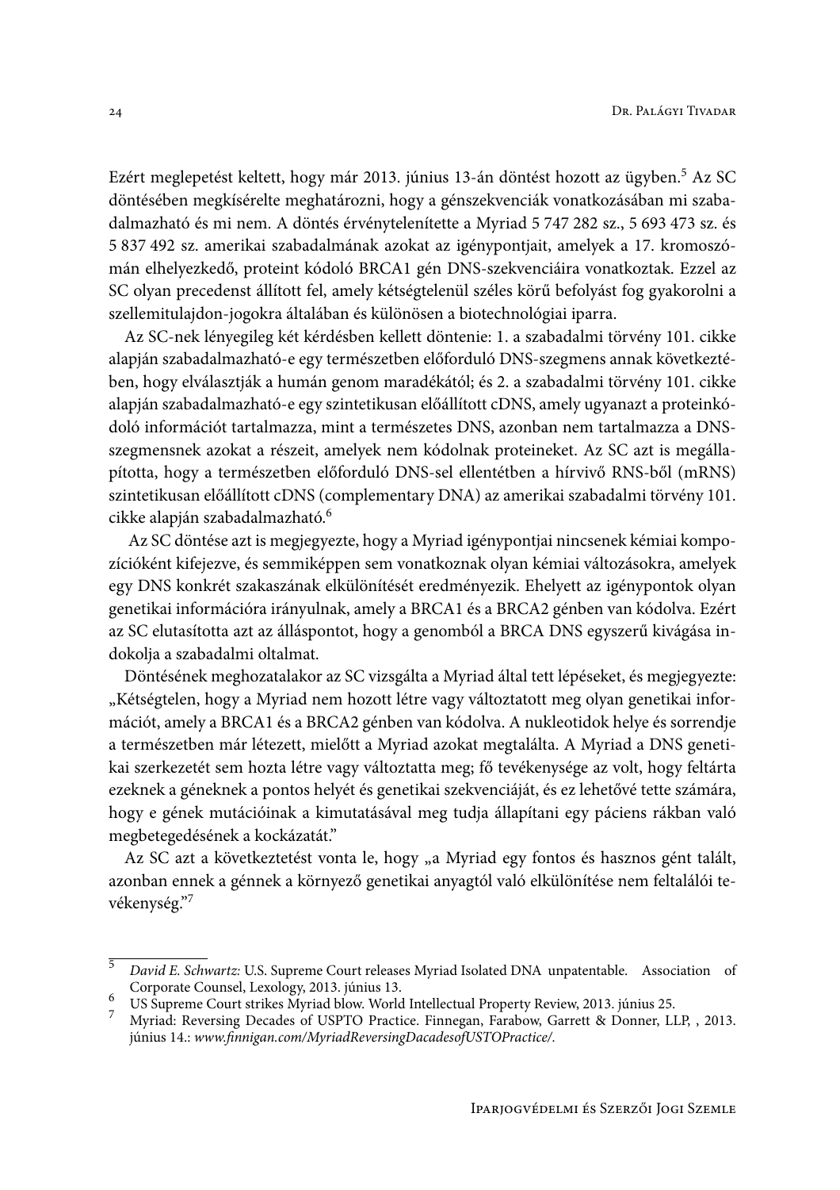Ezért meglepetést keltett, hogy már 2013. június 13-án döntést hozott az ügyben.[5] Az SC döntésében megkísérelte meghatározni, hogy a génszekvenciák vonatkozásában mi szabadalmazható és mi nem. A döntés érvénytelenítette a Myriad 5 747 282 sz., 5 693 473 sz. és 5 837 492 sz. amerikai szabadalmának azokat az igénypontjait, amelyek a 17. kromoszómán elhelyezkedő, proteint kódoló BRCA1 gén DNS-szekvenciáira vonatkoztak. Ezzel az SC olyan precedenst állított fel, amely kétségtelenül széles körű befolyást fog gyakorolni a szellemitulajdon-jogokra általában és különösen a biotechnológiai iparra.

Az SC-nek lényegileg két kérdésben kellett döntenie: 1. a szabadalmi törvény 101. cikke alapján szabadalmazható-e egy természetben előforduló DNS-szegmens annak következtében, hogy elválasztják a humán genom maradékától; és 2. a szabadalmi törvény 101. cikke alapján szabadalmazható-e egy szintetikusan előállított cDNS, amely ugyanazt a proteinkódoló információt tartalmazza, mint a természetes DNS, azonban nem tartalmazza a DNS-szegmensnek azokat a részeit, amelyek nem kódolnak proteineket. Az SC azt is megállapította, hogy a természetben előforduló DNS-sel ellentétben a hírvivő RNS-ből (mRNS) szintetikusan előállított cDNS (complementary DNA) az amerikai szabadalmi törvény 101. cikke alapján szabadalmazható.[6]

Az SC döntése azt is megjegyezte, hogy a Myriad igénypontjai nincsenek kémiai kompozícióként kifejezve, és semmiképpen sem vonatkoznak olyan kémiai változásokra, amelyek egy DNS konkrét szakaszának elkülönítését eredményezik. Ehelyett az igénypontok olyan genetikai információra irányulnak, amely a BRCA1 és a BRCA2 génben van kódolva. Ezért az SC elutasította azt az álláspontot, hogy a genomból a BRCA DNS egyszerű kivágása indokolja a szabadalmi oltalmat.

Döntésének meghozatalakor az SC vizsgálta a Myriad által tett lépéseket, és megjegyezte: „Kétségtelen, hogy a Myriad nem hozott létre vagy változtatott meg olyan genetikai információt, amely a BRCA1 és a BRCA2 génben van kódolva. A nukleotidok helye és sorrendje a természetben már létezett, mielőtt a Myriad azokat megtalálta. A Myriad a DNS genetikai szerkezetét sem hozta létre vagy változtatta meg; fő tevékenysége az volt, hogy feltárta ezeknek a géneknek a pontos helyét és genetikai szekvenciáját, és ez lehetővé tette számára, hogy e gének mutációinak a kimutatásával meg tudja állapítani egy páciens rákban való megbetegedésének a kockázatát."

Az SC azt a következtetést vonta le, hogy „a Myriad egy fontos és hasznos gént talált, azonban ennek a génnek a környező genetikai anyagtól való elkülönítése nem feltalálói tevékenység."[7]

---

[5] *David E. Schwartz:* U.S. Supreme Court releases Myriad Isolated DNA unpatentable. Association of Corporate Counsel, Lexology, 2013. június 13.

[6] US Supreme Court strikes Myriad blow. World Intellectual Property Review, 2013. június 25.

[7] Myriad: Reversing Decades of USPTO Practice. Finnegan, Farabow, Garrett & Donner, LLP, , 2013. június 14.: *www.finnigan.com/MyriadReversingDacadesofUSTOPractice/.*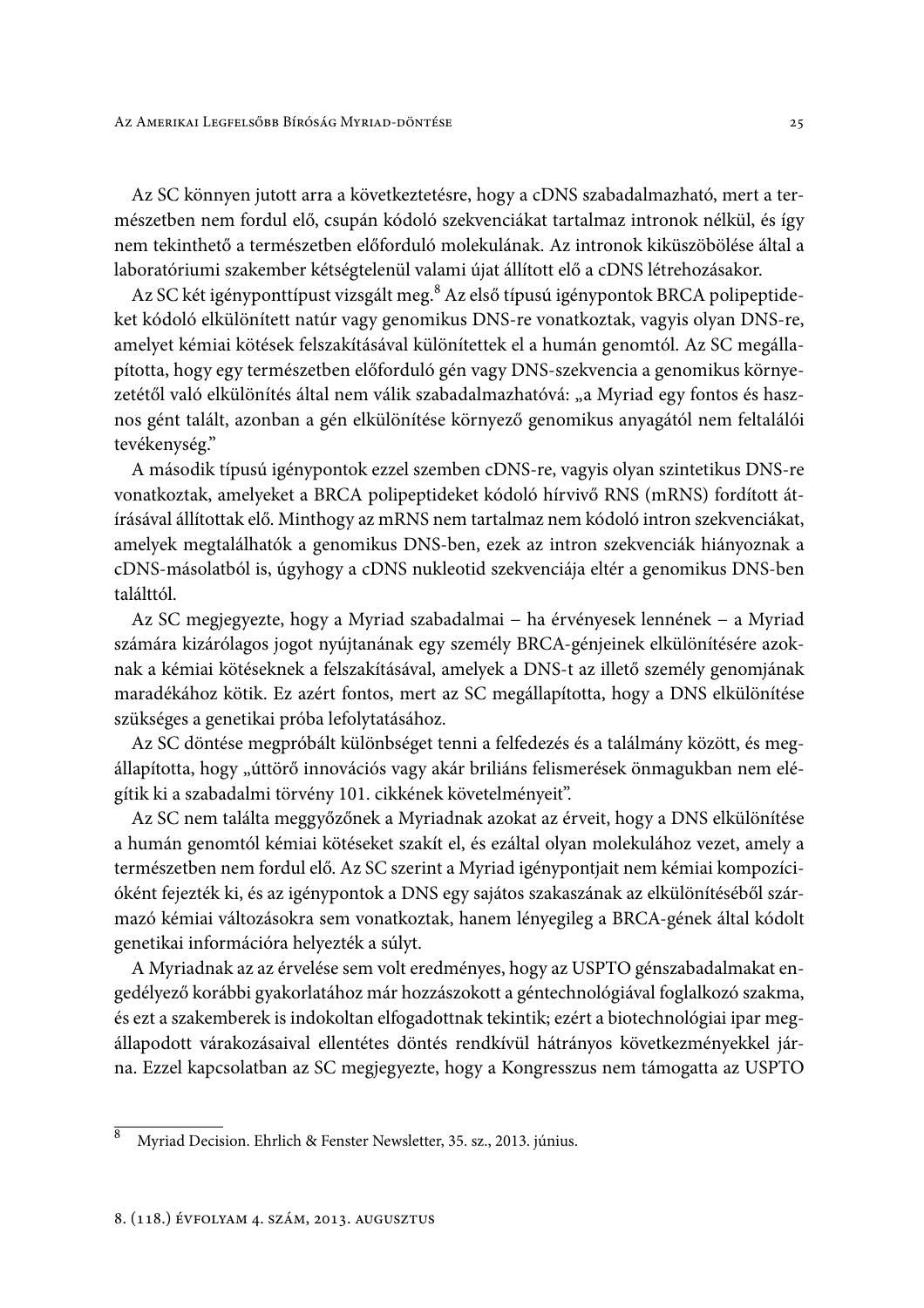Az SC könnyen jutott arra a következtetésre, hogy a cDNS szabadalmazható, mert a természetben nem fordul elő, csupán kódoló szekvenciákat tartalmaz intronok nélkül, és így nem tekinthető a természetben előforduló molekulának. Az intronok kiküszöbölése által a laboratóriumi szakember kétségtelenül valami újat állított elő a cDNS létrehozásakor.

Az SC két igényponttípust vizsgált meg.[8] Az első típusú igénypontok BRCA polipeptideket kódoló elkülönített natúr vagy genomikus DNS-re vonatkoztak, vagyis olyan DNS-re, amelyet kémiai kötések felszakításával különítettek el a humán genomtól. Az SC megállapította, hogy egy természetben előforduló gén vagy DNS-szekvencia a genomikus környezetétől való elkülönítés által nem válik szabadalmazhatóvá: „a Myriad egy fontos és hasznos gént talált, azonban a gén elkülönítése környező genomikus anyagától nem feltalálói tevékenység."

A második típusú igénypontok ezzel szemben cDNS-re, vagyis olyan szintetikus DNS-re vonatkoztak, amelyeket a BRCA polipeptideket kódoló hírvivő RNS (mRNS) fordított átírásával állítottak elő. Minthogy az mRNS nem tartalmaz nem kódoló intron szekvenciákat, amelyek megtalálhatók a genomikus DNS-ben, ezek az intron szekvenciák hiányoznak a cDNS-másolatból is, úgyhogy a cDNS nukleotid szekvenciája eltér a genomikus DNS-ben találttól.

Az SC megjegyezte, hogy a Myriad szabadalmai – ha érvényesek lennének – a Myriad számára kizárólagos jogot nyújtanának egy személy BRCA-génjeinek elkülönítésére azoknak a kémiai kötéseknek a felszakításával, amelyek a DNS-t az illető személy genomjának maradékához kötik. Ez azért fontos, mert az SC megállapította, hogy a DNS elkülönítése szükséges a genetikai próba lefolytatásához.

Az SC döntése megpróbált különbséget tenni a felfedezés és a találmány között, és megállapította, hogy „úttörő innovációs vagy akár briliáns felismerések önmagukban nem elégítik ki a szabadalmi törvény 101. cikkének követelményeit".

Az SC nem találta meggyőzőnek a Myriadnak azokat az érveit, hogy a DNS elkülönítése a humán genomtól kémiai kötéseket szakít el, és ezáltal olyan molekulához vezet, amely a természetben nem fordul elő. Az SC szerint a Myriad igénypontjait nem kémiai kompozícióként fejezték ki, és az igénypontok a DNS egy sajátos szakaszának az elkülönítéséből származó kémiai változásokra sem vonatkoztak, hanem lényegileg a BRCA-gének által kódolt genetikai információra helyezték a súlyt.

A Myriadnak az az érvelése sem volt eredményes, hogy az USPTO génszabadalmakat engedélyező korábbi gyakorlatához már hozzászokott a géntechnológiával foglalkozó szakma, és ezt a szakemberek is indokoltan elfogadottnak tekintik; ezért a biotechnológiai ipar megállapodott várakozásaival ellentétes döntés rendkívül hátrányos következményekkel járna. Ezzel kapcsolatban az SC megjegyezte, hogy a Kongresszus nem támogatta az USPTO

[8] Myriad Decision. Ehrlich & Fenster Newsletter, 35. sz., 2013. június.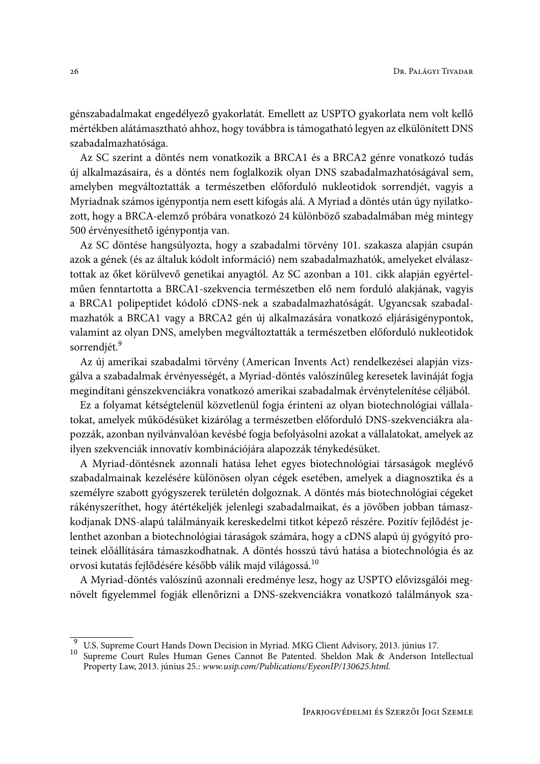génszabadalmakat engedélyező gyakorlatát. Emellett az USPTO gyakorlata nem volt kellő mértékben alátámasztható ahhoz, hogy továbbra is támogatható legyen az elkülönített DNS szabadalmazhatósága.

Az SC szerint a döntés nem vonatkozik a BRCA1 és a BRCA2 génre vonatkozó tudás új alkalmazásaira, és a döntés nem foglalkozik olyan DNS szabadalmazhatóságával sem, amelyben megváltoztatták a természetben előforduló nukleotidok sorrendjét, vagyis a Myriadnak számos igénypontja nem esett kifogás alá. A Myriad a döntés után úgy nyilatkozott, hogy a BRCA-elemző próbára vonatkozó 24 különböző szabadalmában még mintegy 500 érvényesíthető igénypontja van.

Az SC döntése hangsúlyozta, hogy a szabadalmi törvény 101. szakasza alapján csupán azok a gének (és az általuk kódolt információ) nem szabadalmazhatók, amelyeket elválasztottak az őket körülvevő genetikai anyagtól. Az SC azonban a 101. cikk alapján egyértelműen fenntartotta a BRCA1-szekvencia természetben elő nem forduló alakjának, vagyis a BRCA1 polipeptidet kódoló cDNS-nek a szabadalmazhatóságát. Ugyancsak szabadalmazhatók a BRCA1 vagy a BRCA2 gén új alkalmazására vonatkozó eljárásigénypontok, valamint az olyan DNS, amelyben megváltoztatták a természetben előforduló nukleotidok sorrendjét.[9]

Az új amerikai szabadalmi törvény (American Invents Act) rendelkezései alapján vizsgálva a szabadalmak érvényességét, a Myriad-döntés valószínűleg keresetek lavináját fogja megindítani génszekvenciákra vonatkozó amerikai szabadalmak érvénytelenítése céljából.

Ez a folyamat kétségtelenül közvetlenül fogja érinteni az olyan biotechnológiai vállalatokat, amelyek működésüket kizárólag a természetben előforduló DNS-szekvenciákra alapozzák, azonban nyilvánvalóan kevésbé fogja befolyásolni azokat a vállalatokat, amelyek az ilyen szekvenciák innovatív kombinációjára alapozzák ténykedésüket.

A Myriad-döntésnek azonnali hatása lehet egyes biotechnológiai társaságok meglévő szabadalmainak kezelésére különösen olyan cégek esetében, amelyek a diagnosztika és a személyre szabott gyógyszerek területén dolgoznak. A döntés más biotechnológiai cégeket rákényszeríthet, hogy átértékeljék jelenlegi szabadalmaikat, és a jövőben jobban támaszkodjanak DNS-alapú találmányaik kereskedelmi titkot képező részére. Pozitív fejlődést jelenthet azonban a biotechnológiai táraságok számára, hogy a cDNS alapú új gyógyító proteinek előállítására támaszkodhatnak. A döntés hosszú távú hatása a biotechnológia és az orvosi kutatás fejlődésére később válik majd világossá.[10]

A Myriad-döntés valószínű azonnali eredménye lesz, hogy az USPTO elővizsgálói megnövelt figyelemmel fogják ellenőrizni a DNS-szekvenciákra vonatkozó találmányok sza-

---

[9] U.S. Supreme Court Hands Down Decision in Myriad. MKG Client Advisory, 2013. június 17.

[10] Supreme Court Rules Human Genes Cannot Be Patented. Sheldon Mak & Anderson Intellectual Property Law, 2013. június 25.: *www.usip.com/Publications/EyeonIP/130625.html.*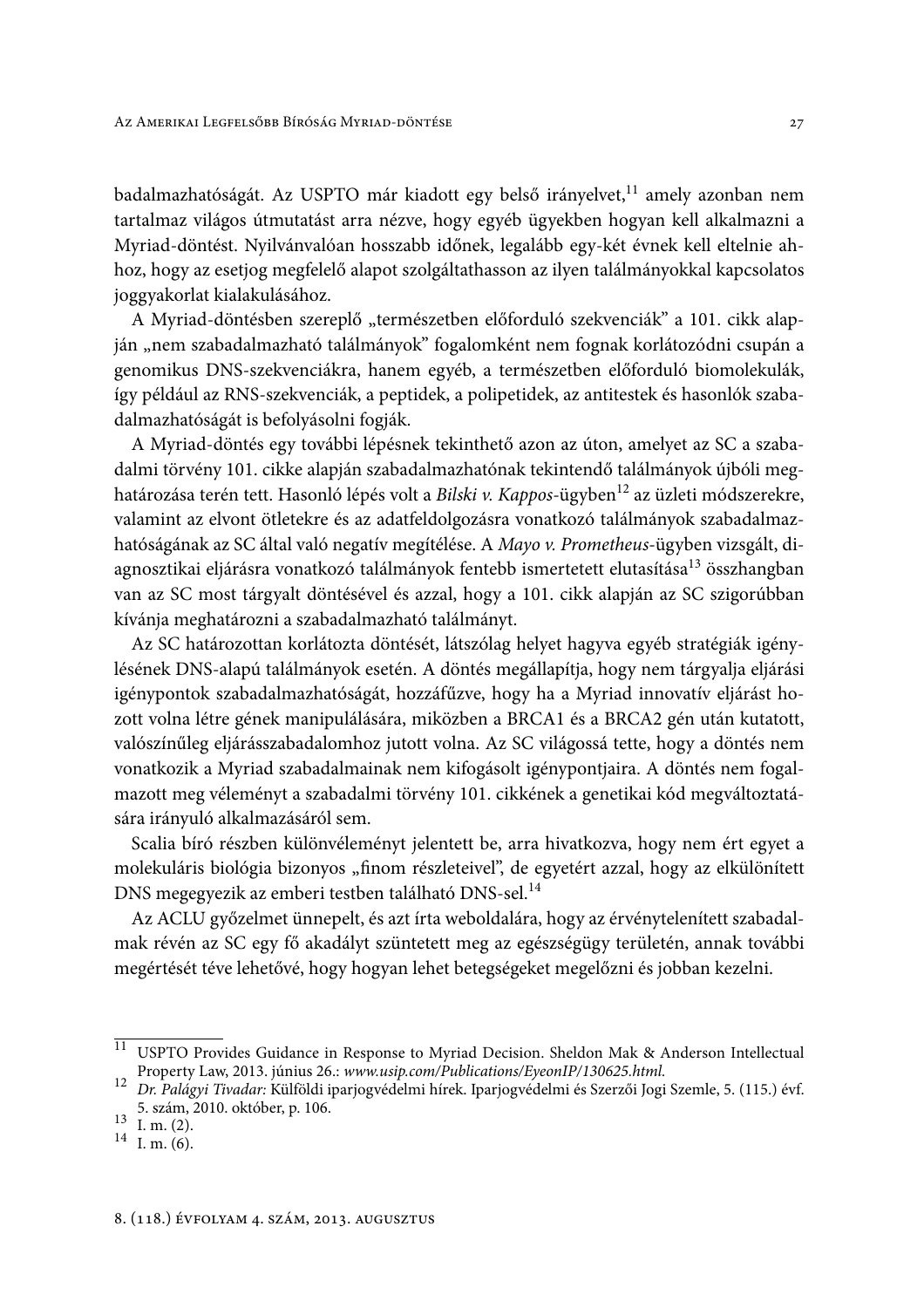badalmazhatóságát. Az USPTO már kiadott egy belső irányelvet,[11] amely azonban nem tartalmaz világos útmutatást arra nézve, hogy egyéb ügyekben hogyan kell alkalmazni a Myriad-döntést. Nyilvánvalóan hosszabb időnek, legalább egy-két évnek kell eltelnie ahhoz, hogy az esetjog megfelelő alapot szolgáltathasson az ilyen találmányokkal kapcsolatos joggyakorlat kialakulásához.

A Myriad-döntésben szereplő „természetben előforduló szekvenciák" a 101. cikk alapján „nem szabadalmazható találmányok" fogalomként nem fognak korlátozódni csupán a genomikus DNS-szekvenciákra, hanem egyéb, a természetben előforduló biomolekulák, így például az RNS-szekvenciák, a peptidek, a polipetidek, az antitestek és hasonlók szabadalmazhatóságát is befolyásolni fogják.

A Myriad-döntés egy további lépésnek tekinthető azon az úton, amelyet az SC a szabadalmi törvény 101. cikke alapján szabadalmazhatónak tekintendő találmányok újbóli meghatározása terén tett. Hasonló lépés volt a *Bilski v. Kappos*-ügyben[12] az üzleti módszerekre, valamint az elvont ötletekre és az adatfeldolgozásra vonatkozó találmányok szabadalmazhatóságának az SC által való negatív megítélése. A *Mayo v. Prometheus*-ügyben vizsgált, diagnosztikai eljárásra vonatkozó találmányok fentebb ismertetett elutasítása[13] összhangban van az SC most tárgyalt döntésével és azzal, hogy a 101. cikk alapján az SC szigorúbban kívánja meghatározni a szabadalmazható találmányt.

Az SC határozottan korlátozta döntését, látszólag helyet hagyva egyéb stratégiák igénylésének DNS-alapú találmányok esetén. A döntés megállapítja, hogy nem tárgyalja eljárási igénypontok szabadalmazhatóságát, hozzáfűzve, hogy ha a Myriad innovatív eljárást hozott volna létre gének manipulálására, miközben a BRCA1 és a BRCA2 gén után kutatott, valószínűleg eljárásszabadalomhoz jutott volna. Az SC világossá tette, hogy a döntés nem vonatkozik a Myriad szabadalmainak nem kifogásolt igénypontjaira. A döntés nem fogalmazott meg véleményt a szabadalmi törvény 101. cikkének a genetikai kód megváltoztatására irányuló alkalmazásáról sem.

Scalia bíró részben különvéleményt jelentett be, arra hivatkozva, hogy nem ért egyet a molekuláris biológia bizonyos „finom részleteivel", de egyetért azzal, hogy az elkülönített DNS megegyezik az emberi testben található DNS-sel.[14]

Az ACLU győzelmet ünnepelt, és azt írta weboldalára, hogy az érvénytelenített szabadalmak révén az SC egy fő akadályt szüntetett meg az egészségügy területén, annak további megértését téve lehetővé, hogy hogyan lehet betegségeket megelőzni és jobban kezelni.

---

[11] USPTO Provides Guidance in Response to Myriad Decision. Sheldon Mak & Anderson Intellectual Property Law, 2013. június 26.: *www.usip.com/Publications/EyeonIP/130625.html*.

[12] *Dr. Palágyi Tivadar:* Külföldi iparjogvédelmi hírek. Iparjogvédelmi és Szerzői Jogi Szemle, 5. (115.) évf. 5. szám, 2010. október, p. 106.

[13] I. m. (2).

[14] I. m. (6).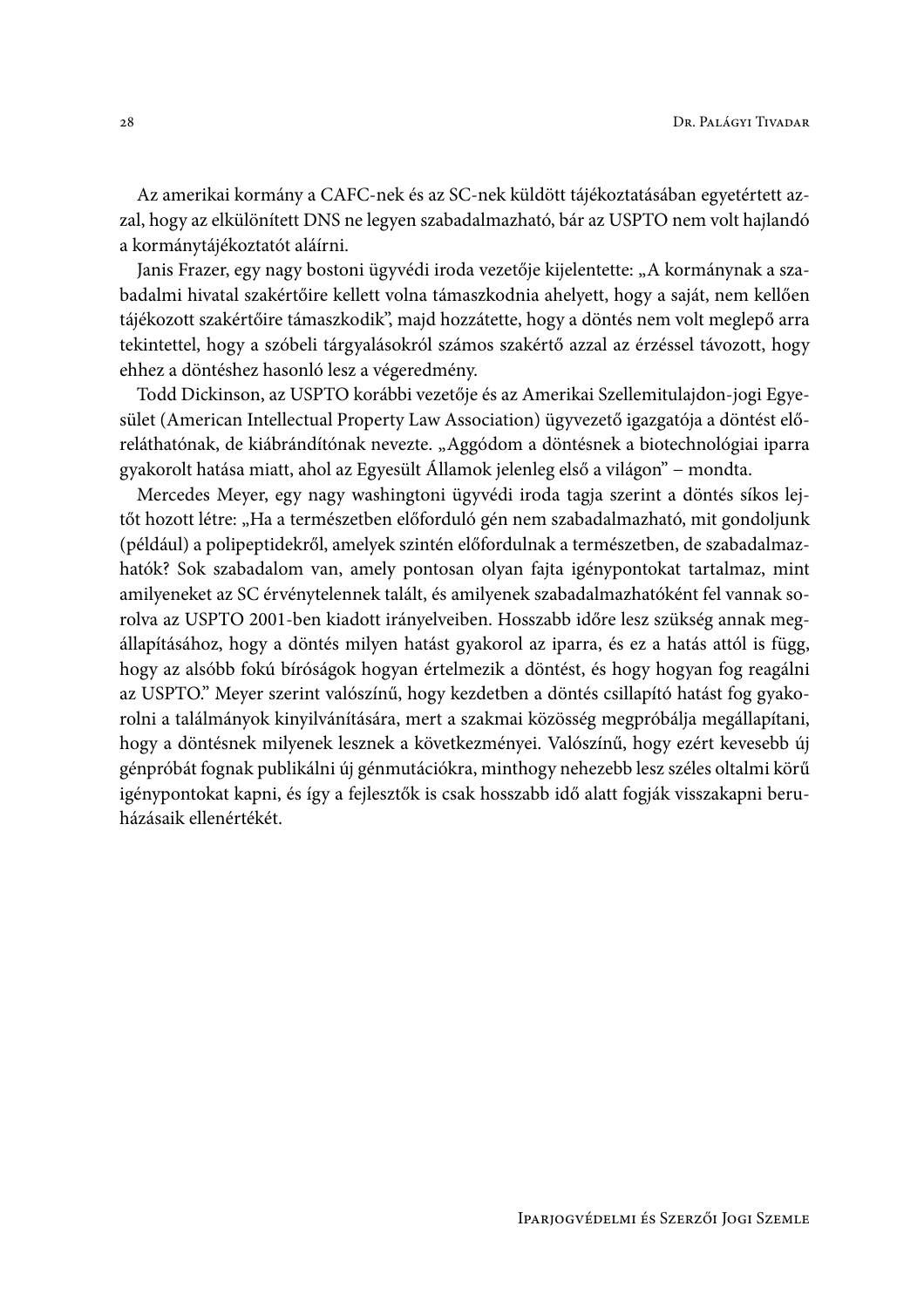Az amerikai kormány a CAFC-nek és az SC-nek küldött tájékoztatásában egyetértett azzal, hogy az elkülönített DNS ne legyen szabadalmazható, bár az USPTO nem volt hajlandó a kormánytájékoztatót aláírni.

Janis Frazer, egy nagy bostoni ügyvédi iroda vezetője kijelentette: „A kormánynak a szabadalmi hivatal szakértőire kellett volna támaszkodnia ahelyett, hogy a saját, nem kellően tájékozott szakértőire támaszkodik", majd hozzátette, hogy a döntés nem volt meglepő arra tekintettel, hogy a szóbeli tárgyalásokról számos szakértő azzal az érzéssel távozott, hogy ehhez a döntéshez hasonló lesz a végeredmény.

Todd Dickinson, az USPTO korábbi vezetője és az Amerikai Szellemitulajdon-jogi Egyesület (American Intellectual Property Law Association) ügyvezető igazgatója a döntést előreláthatónak, de kiábrándítónak nevezte. „Aggódom a döntésnek a biotechnológiai iparra gyakorolt hatása miatt, ahol az Egyesült Államok jelenleg első a világon" – mondta.

Mercedes Meyer, egy nagy washingtoni ügyvédi iroda tagja szerint a döntés síkos lejtőt hozott létre: „Ha a természetben előforduló gén nem szabadalmazható, mit gondoljunk (például) a polipeptidekről, amelyek szintén előfordulnak a természetben, de szabadalmazhatók? Sok szabadalom van, amely pontosan olyan fajta igénypontokat tartalmaz, mint amilyeneket az SC érvénytelennek talált, és amilyenek szabadalmazhatóként fel vannak sorolva az USPTO 2001-ben kiadott irányelveiben. Hosszabb időre lesz szükség annak megállapításához, hogy a döntés milyen hatást gyakorol az iparra, és ez a hatás attól is függ, hogy az alsóbb fokú bíróságok hogyan értelmezik a döntést, és hogy hogyan fog reagálni az USPTO." Meyer szerint valószínű, hogy kezdetben a döntés csillapító hatást fog gyakorolni a találmányok kinyilvánítására, mert a szakmai közösség megpróbálja megállapítani, hogy a döntésnek milyenek lesznek a következményei. Valószínű, hogy ezért kevesebb új génpróbát fognak publikálni új génmutációkra, minthogy nehezebb lesz széles oltalmi körű igénypontokat kapni, és így a fejlesztők is csak hosszabb idő alatt fogják visszakapni beruházásaik ellenértékét.